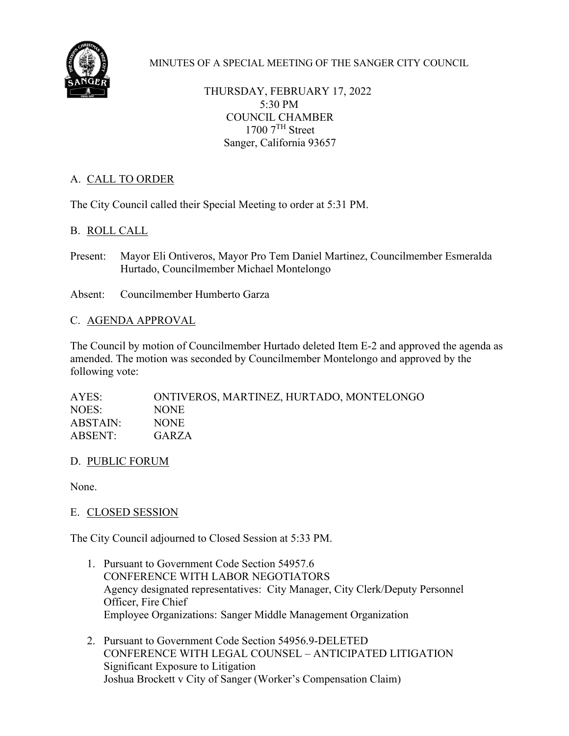MINUTES OF A SPECIAL MEETING OF THE SANGER CITY COUNCIL

THURSDAY, FEBRUARY 17, 2022
5:30 PM
COUNCIL CHAMBER
1700 7TH Street
Sanger, California 93657

## A. CALL TO ORDER

The City Council called their Special Meeting to order at 5:31 PM.

## B. ROLL CALL

Present: Mayor Eli Ontiveros, Mayor Pro Tem Daniel Martinez, Councilmember Esmeralda Hurtado, Councilmember Michael Montelongo

Absent: Councilmember Humberto Garza

## C. AGENDA APPROVAL

The Council by motion of Councilmember Hurtado deleted Item E-2 and approved the agenda as amended. The motion was seconded by Councilmember Montelongo and approved by the following vote:

AYES: ONTIVEROS, MARTINEZ, HURTADO, MONTELONGO
NOES: NONE
ABSTAIN: NONE
ABSENT: GARZA

## D. PUBLIC FORUM

None.

## E. CLOSED SESSION

The City Council adjourned to Closed Session at 5:33 PM.

1. Pursuant to Government Code Section 54957.6
   CONFERENCE WITH LABOR NEGOTIATORS
   Agency designated representatives: City Manager, City Clerk/Deputy Personnel Officer, Fire Chief
   Employee Organizations: Sanger Middle Management Organization

2. Pursuant to Government Code Section 54956.9-DELETED
   CONFERENCE WITH LEGAL COUNSEL – ANTICIPATED LITIGATION
   Significant Exposure to Litigation
   Joshua Brockett v City of Sanger (Worker's Compensation Claim)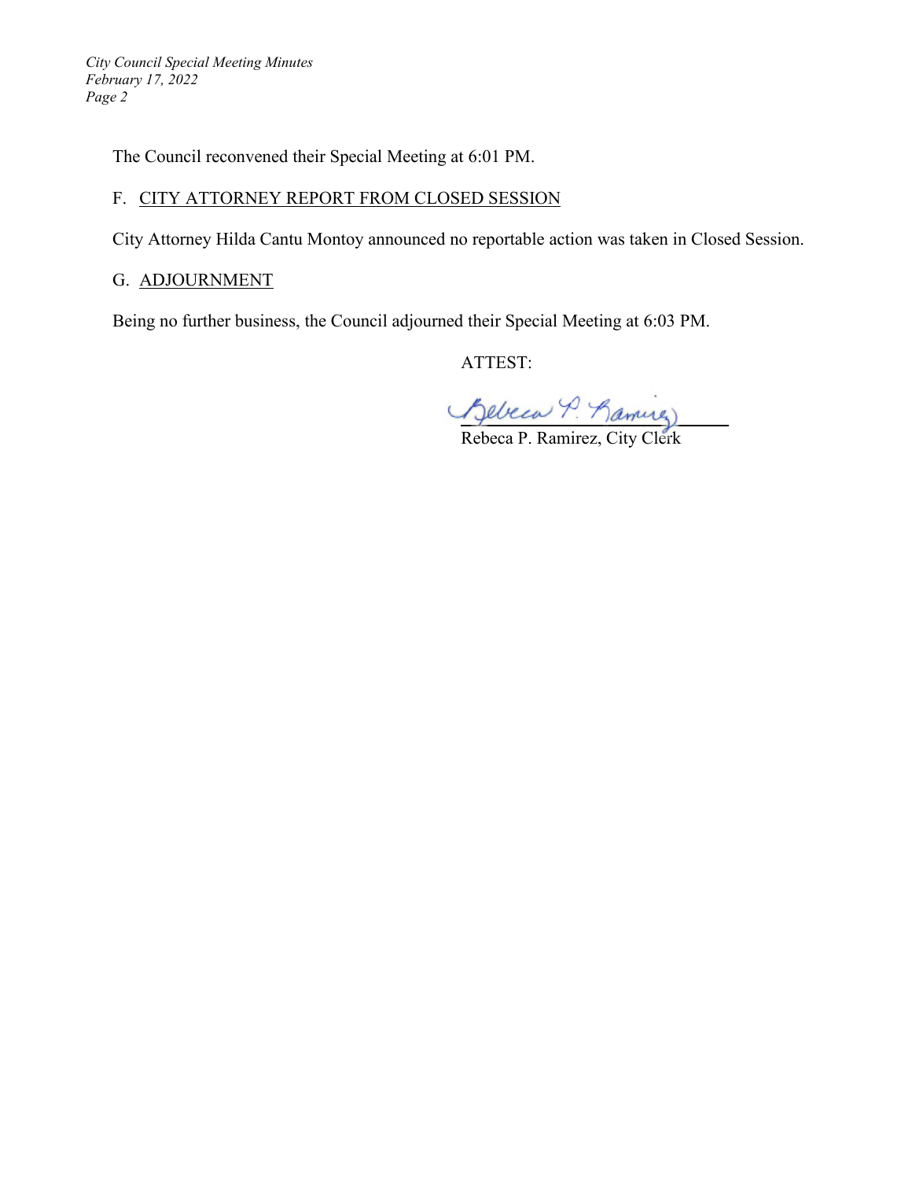The Council reconvened their Special Meeting at 6:01 PM.

## F. CITY ATTORNEY REPORT FROM CLOSED SESSION

City Attorney Hilda Cantu Montoy announced no reportable action was taken in Closed Session.

## G. ADJOURNMENT

Being no further business, the Council adjourned their Special Meeting at 6:03 PM.

ATTEST:

Rebeca P. Ramirez, City Clerk